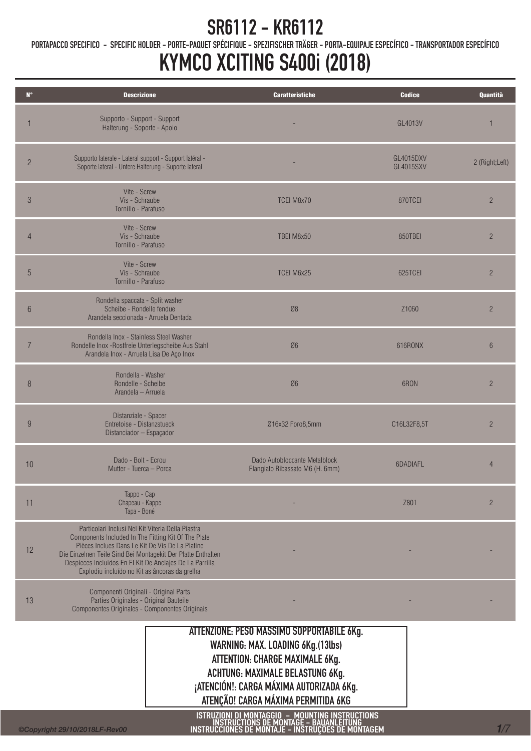# SR6112 - KR6112

PORTAPACCO SPECIFICO - SPECIFIC HOLDER - PORTE-PAQUET SPÉCIFIQUE - SPEZIFISCHER TRÄGER - PORTA-EQUIPAJE ESPECÍFICO - TRANSPORTADOR ESPECÍFICO

# KYMCO XCITING S400i (2018)

| N° | Descrizione | Caratteristiche | Codice | Quantità |
|---|---|---|---|---|
| 1 | Supporto - Support - Support<br>Halterung - Soporte - Apoio | - | GL4013V | 1 |
| 2 | Supporto laterale - Lateral support - Support latéral -<br>Soporte lateral - Untere Halterung - Suporte lateral | - | GL4015DXV<br>GL4015SXV | 2 (Right;Left) |
| 3 | Vite - Screw<br>Vis - Schraube<br>Tornillo - Parafuso | TCEI M8x70 | 870TCEI | 2 |
| 4 | Vite - Screw<br>Vis - Schraube<br>Tornillo - Parafuso | TBEI M8x50 | 850TBEI | 2 |
| 5 | Vite - Screw<br>Vis - Schraube<br>Tornillo - Parafuso | TCEI M6x25 | 625TCEI | 2 |
| 6 | Rondella spaccata - Split washer<br>Scheibe - Rondelle fendue<br>Arandela seccionada - Arruela Dentada | Ø8 | Z1060 | 2 |
| 7 | Rondella Inox - Stainless Steel Washer<br>Rondelle Inox -Rostfreie Unterlegscheibe Aus Stahl<br>Arandela Inox - Arruela Lisa De Aço Inox | Ø6 | 616RONX | 6 |
| 8 | Rondella - Washer<br>Rondelle - Scheibe<br>Arandela – Arruela | Ø6 | 6RON | 2 |
| 9 | Distanziale - Spacer<br>Entretoise - Distanzstueck<br>Distanciador – Espaçador | Ø16x32 Foro8,5mm | C16L32F8,5T | 2 |
| 10 | Dado - Bolt - Ecrou<br>Mutter - Tuerca – Porca | Dado Autobloccante Metalblock<br>Flangiato Ribassato M6 (H. 6mm) | 6DADIAFL | 4 |
| 11 | Tappo - Cap<br>Chapeau - Kappe<br>Tapa - Boné | - | Z801 | 2 |
| 12 | Particolari Inclusi Nel Kit Viteria Della Piastra<br>Components Included In The Fitting Kit Of The Plate<br>Pièces Inclues Dans Le Kit De Vis De La Platine<br>Die Einzelnen Teile Sind Bei Montagekit Der Platte Enthalten<br>Despieces Incluidos En El Kit De Anclajes De La Parrilla<br>Explodiu incluído no Kit as âncoras da grelha | - | - | - |
| 13 | Componenti Originali - Original Parts<br>Parties Originales - Original Bauteile<br>Componentes Originales - Componentes Originais | - | - | - |

**ATTENZIONE: PESO MASSIMO SOPPORTABILE 6Kg.**
**WARNING: MAX. LOADING 6Kg.(13lbs)**
**ATTENTION: CHARGE MAXIMALE 6Kg.**
**ACHTUNG: MAXIMALE BELASTUNG 6Kg.**
**¡ATENCIÓN!: CARGA MÁXIMA AUTORIZADA 6Kg.**
**ATENÇÃO! CARGA MÁXIMA PERMITIDA 6KG**

ISTRUZIONI DI MONTAGGIO - MOUNTING INSTRUCTIONS
INSTRUCTIONS DE MONTAGE - BAUANLEITUNG
INSTRUCCIONES DE MONTAJE - INSTRUÇÕES DE MONTAGEM

©Copyright 29/10/2018LF-Rev00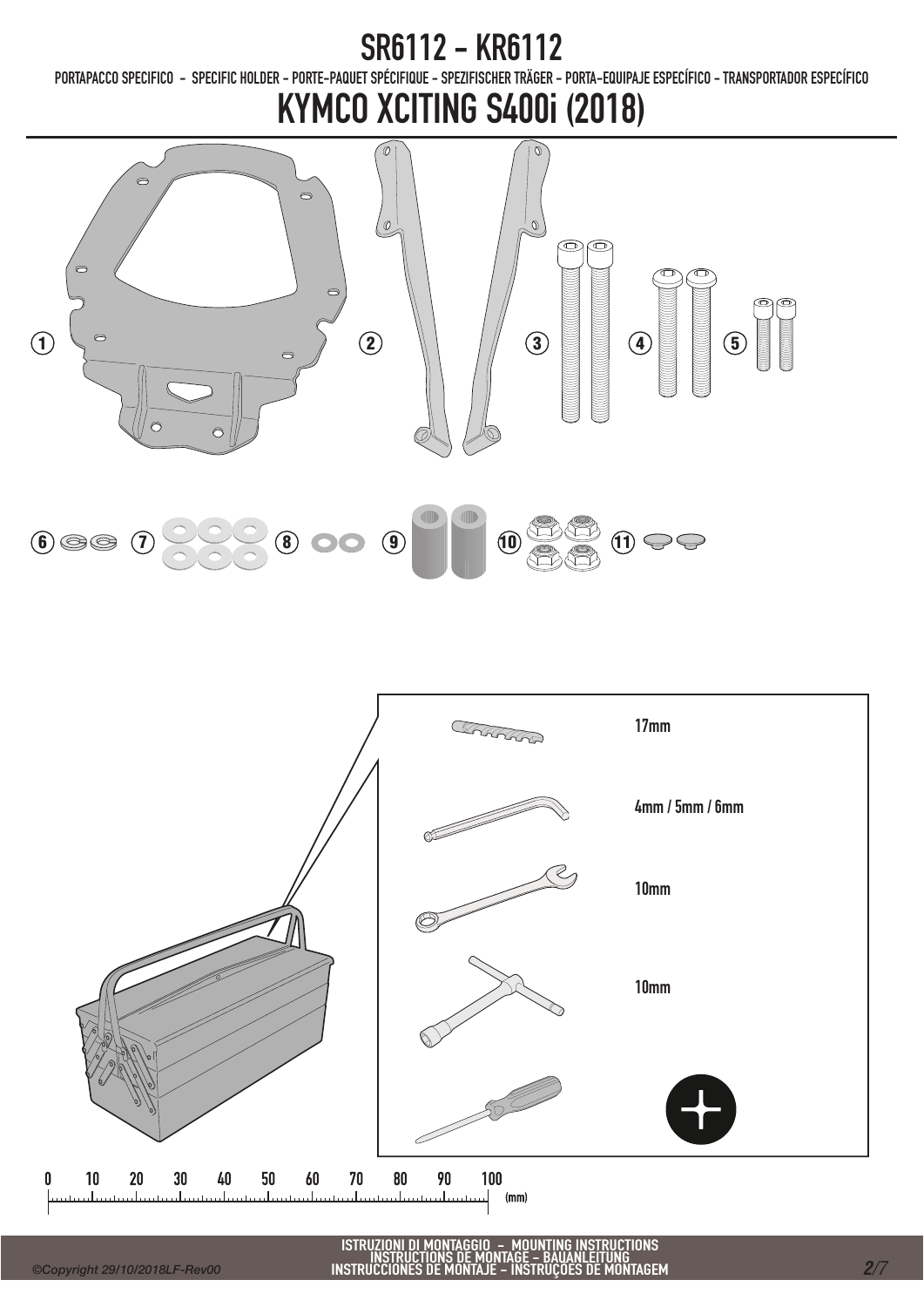# SR6112 - KR6112

PORTAPACCO SPECIFICO - SPECIFIC HOLDER - PORTE-PAQUET SPÉCIFIQUE - SPEZIFISCHER TRÄGER - PORTA-EQUIPAJE ESPECÍFICO - TRANSPORTADOR ESPECÍFICO

# KYMCO XCITING S400i (2018)

1 2 3 4 5

6 7 8 9 10 11

17mm

4mm / 5mm / 6mm

10mm

10mm

0 10 20 30 40 50 60 70 80 90 100 (mm)

ISTRUZIONI DI MONTAGGIO - MOUNTING INSTRUCTIONS
INSTRUCTIONS DE MONTAGE - BAUANLEITUNG
INSTRUCCIONES DE MONTAJE - INSTRUÇOES DE MONTAGEM

©Copyright 29/10/2018LF-Rev00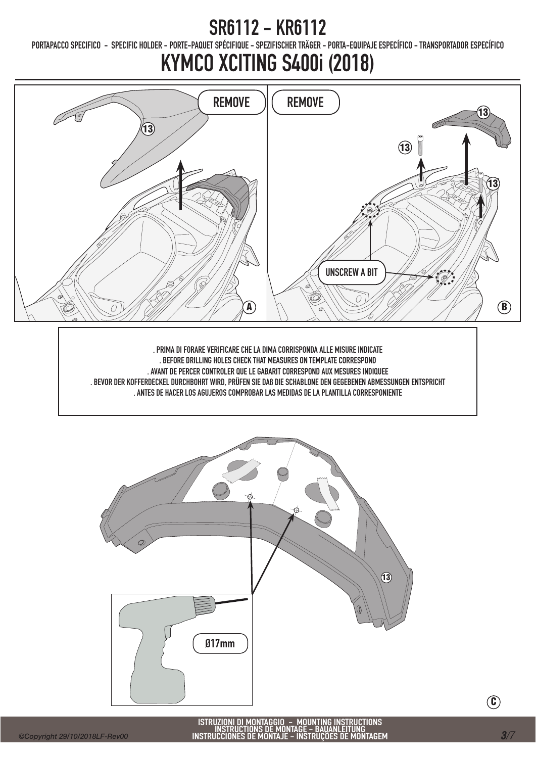# SR6112 - KR6112

PORTAPACCO SPECIFICO - SPECIFIC HOLDER - PORTE-PAQUET SPÉCIFIQUE - SPEZIFISCHER TRÄGER - PORTA-EQUIPAJE ESPECÍFICO - TRANSPORTADOR ESPECÍFICO

# KYMCO XCITING S400i (2018)

REMOVE

13

A

REMOVE

13

13

13

UNSCREW A BIT

B

. PRIMA DI FORARE VERIFICARE CHE LA DIMA CORRISPONDA ALLE MISURE INDICATE
. BEFORE DRILLING HOLES CHECK THAT MEASURES ON TEMPLATE CORRESPOND
. AVANT DE PERCER CONTROLER QUE LE GABARIT CORRESPOND AUX MESURES INDIQUEE
. BEVOR DER KOFFERDECKEL DURCHBOHRT WIRD, PRÜFEN SIE DAß DIE SCHABLONE DEN GEGEBENEN ABMESSUNGEN ENTSPRICHT
. ANTES DE HACER LOS AGUJEROS COMPROBAR LAS MEDIDAS DE LA PLANTILLA CORRESPONIENTE

13

Ø17mm

C

ISTRUZIONI DI MONTAGGIO - MOUNTING INSTRUCTIONS
INSTRUCTIONS DE MONTAGE - BAUANLEITUNG
INSTRUCCIONES DE MONTAJE - INSTRUÇÕES DE MONTAGEM

©Copyright 29/10/2018LF-Rev00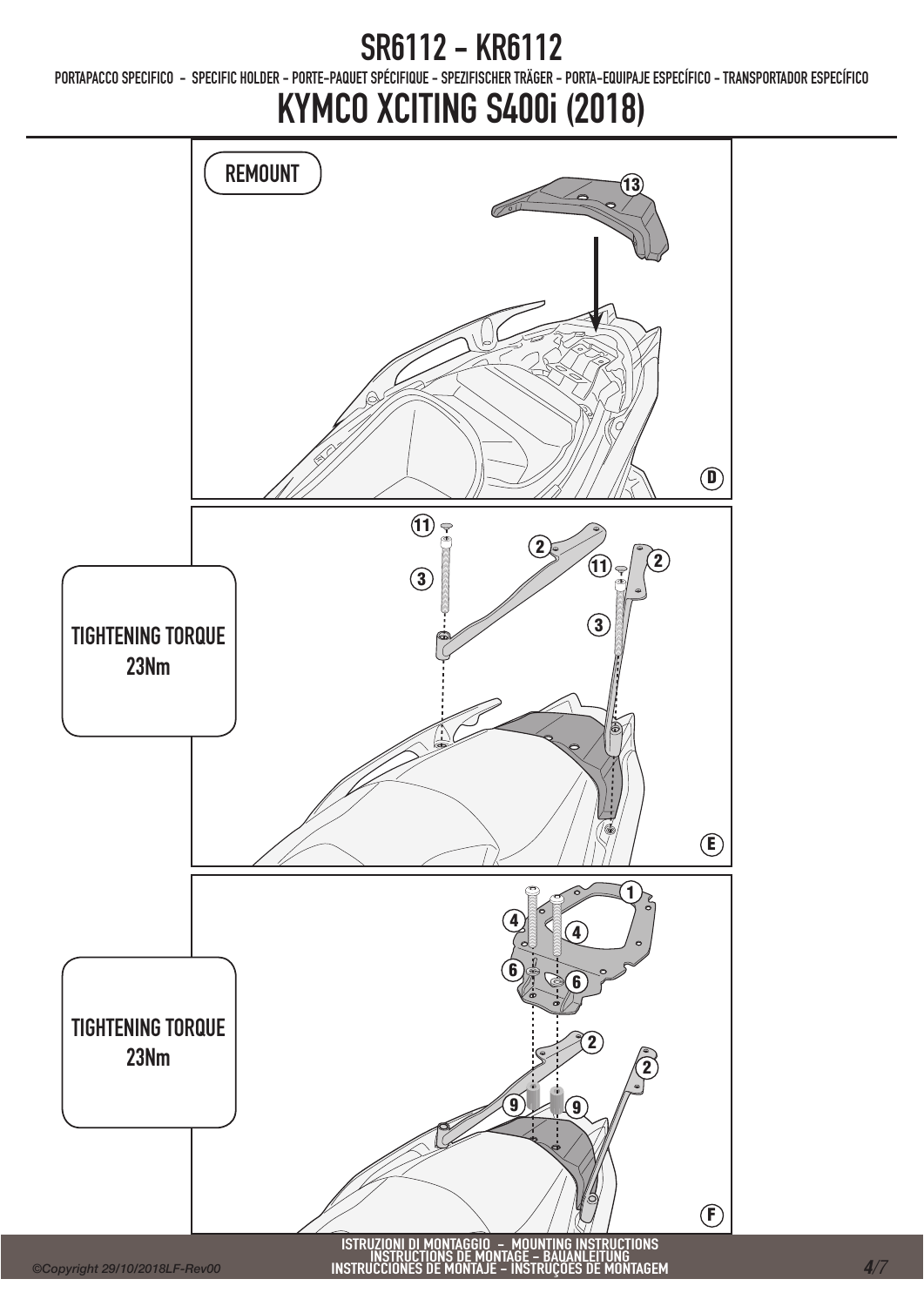# SR6112 - KR6112

PORTAPACCO SPECIFICO - SPECIFIC HOLDER - PORTE-PAQUET SPÉCIFIQUE - SPEZIFISCHER TRÄGER - PORTA-EQUIPAJE ESPECÍFICO - TRANSPORTADOR ESPECÍFICO

# KYMCO XCITING S400i (2018)

REMOUNT

13

D

11 2 11 2 3 3

TIGHTENING TORQUE
23Nm

E

1 4 4 6 6 2 2 9 9

TIGHTENING TORQUE
23Nm

F

ISTRUZIONI DI MONTAGGIO - MOUNTING INSTRUCTIONS
INSTRUCTIONS DE MONTAGE - BAUANLEITUNG
INSTRUCCIONES DE MONTAJE - INSTRUÇÕES DE MONTAGEM

©Copyright 29/10/2018LF-Rev00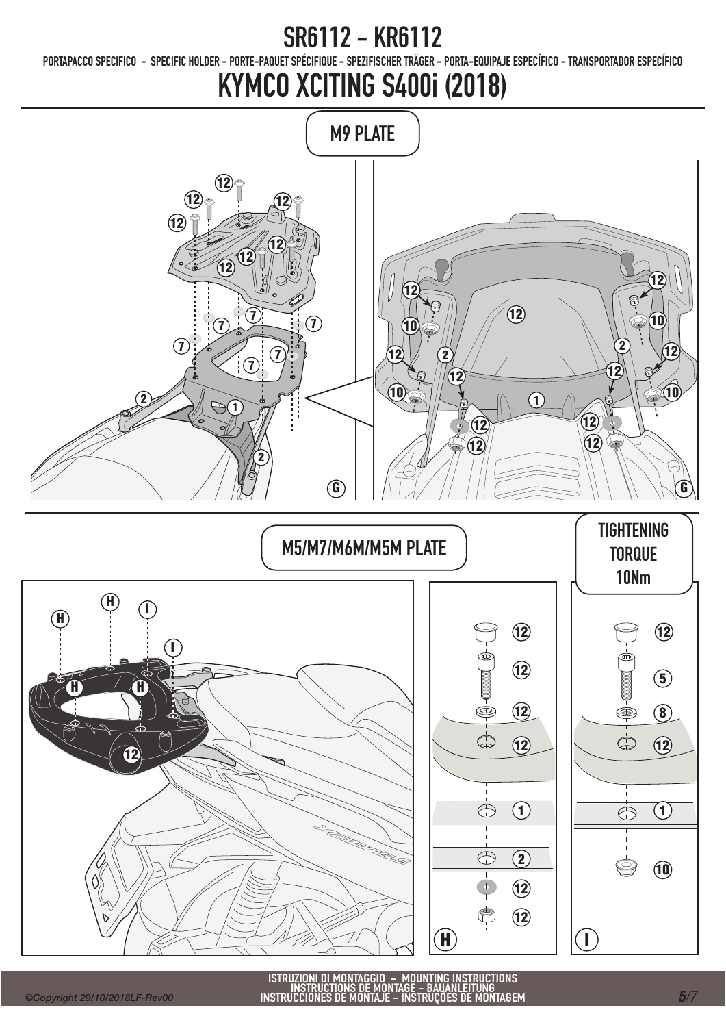# SR6112 - KR6112

PORTAPACCO SPECIFICO - SPECIFIC HOLDER - PORTE-PAQUET SPÉCIFIQUE - SPEZIFISCHER TRÄGER - PORTA-EQUIPAJE ESPECÍFICO - TRANSPORTADOR ESPECÍFICO

# KYMCO XCITING S400i (2018)

## M9 PLATE

## M5/M7/M6M/M5M PLATE

TIGHTENING TORQUE 10Nm

ISTRUZIONI DI MONTAGGIO - MOUNTING INSTRUCTIONS
INSTRUCTIONS DE MONTAGE - BAUANLEITUNG
INSTRUCCIONES DE MONTAJE - INSTRUÇÕES DE MONTAGEM

©Copyright 29/10/2018LF-Rev00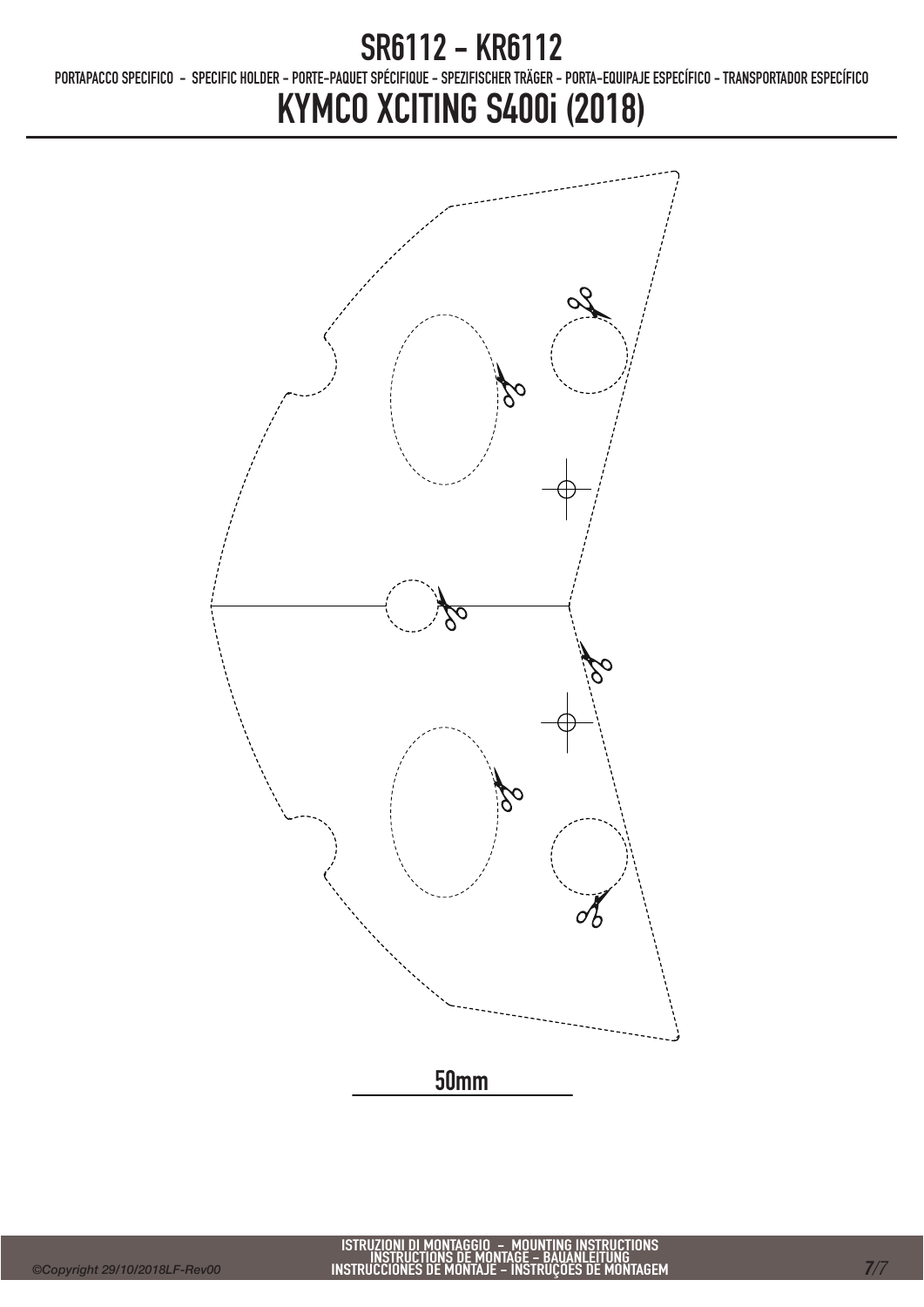# SR6112 - KR6112

PORTAPACCO SPECIFICO - SPECIFIC HOLDER - PORTE-PAQUET SPÉCIFIQUE - SPEZIFISCHER TRÄGER - PORTA-EQUIPAJE ESPECÍFICO - TRANSPORTADOR ESPECÍFICO

# KYMCO XCITING S400i (2018)

50mm

ISTRUZIONI DI MONTAGGIO - MOUNTING INSTRUCTIONS
INSTRUCTIONS DE MONTAGE - BAUANLEITUNG
INSTRUCCIONES DE MONTAJE - INSTRUÇOES DE MONTAGEM

*©Copyright 29/10/2018LF-Rev00*